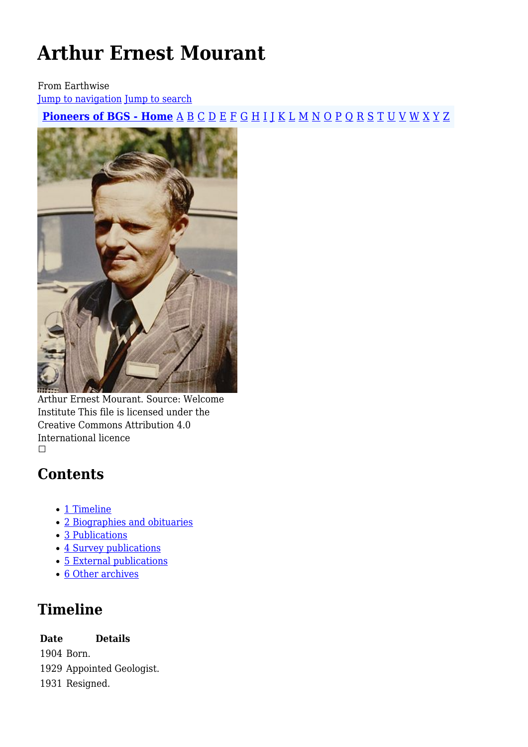# Arthur Ernest Mourant

From Earthwise
Jump to navigation Jump to search

**Pioneers of BGS - Home** A B C D E F G H I J K L M N O P Q R S T U V W X Y Z

Arthur Ernest Mourant. Source: Welcome Institute This file is licensed under the Creative Commons Attribution 4.0 International licence

## Contents

- 1 Timeline
- 2 Biographies and obituaries
- 3 Publications
- 4 Survey publications
- 5 External publications
- 6 Other archives

## Timeline

| Date | Details |
|---|---|
| 1904 | Born. |
| 1929 | Appointed Geologist. |
| 1931 | Resigned. |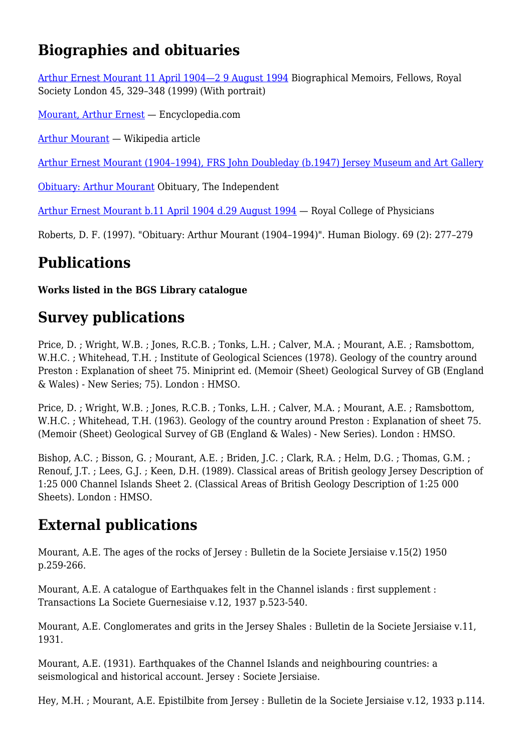## Biographies and obituaries

[Arthur Ernest Mourant 11 April 1904—2 9 August 1994] Biographical Memoirs, Fellows, Royal Society London 45, 329–348 (1999) (With portrait)

[Mourant, Arthur Ernest] — Encyclopedia.com

[Arthur Mourant] — Wikipedia article

[Arthur Ernest Mourant (1904–1994), FRS John Doubleday (b.1947) Jersey Museum and Art Gallery]

[Obituary: Arthur Mourant] Obituary, The Independent

[Arthur Ernest Mourant b.11 April 1904 d.29 August 1994] — Royal College of Physicians

Roberts, D. F. (1997). "Obituary: Arthur Mourant (1904–1994)". Human Biology. 69 (2): 277–279

## Publications

**Works listed in the BGS Library catalogue**

## Survey publications

Price, D. ; Wright, W.B. ; Jones, R.C.B. ; Tonks, L.H. ; Calver, M.A. ; Mourant, A.E. ; Ramsbottom, W.H.C. ; Whitehead, T.H. ; Institute of Geological Sciences (1978). Geology of the country around Preston : Explanation of sheet 75. Miniprint ed. (Memoir (Sheet) Geological Survey of GB (England & Wales) - New Series; 75). London : HMSO.

Price, D. ; Wright, W.B. ; Jones, R.C.B. ; Tonks, L.H. ; Calver, M.A. ; Mourant, A.E. ; Ramsbottom, W.H.C. ; Whitehead, T.H. (1963). Geology of the country around Preston : Explanation of sheet 75. (Memoir (Sheet) Geological Survey of GB (England & Wales) - New Series). London : HMSO.

Bishop, A.C. ; Bisson, G. ; Mourant, A.E. ; Briden, J.C. ; Clark, R.A. ; Helm, D.G. ; Thomas, G.M. ; Renouf, J.T. ; Lees, G.J. ; Keen, D.H. (1989). Classical areas of British geology Jersey Description of 1:25 000 Channel Islands Sheet 2. (Classical Areas of British Geology Description of 1:25 000 Sheets). London : HMSO.

## External publications

Mourant, A.E. The ages of the rocks of Jersey : Bulletin de la Societe Jersiaise v.15(2) 1950 p.259-266.

Mourant, A.E. A catalogue of Earthquakes felt in the Channel islands : first supplement : Transactions La Societe Guernesiaise v.12, 1937 p.523-540.

Mourant, A.E. Conglomerates and grits in the Jersey Shales : Bulletin de la Societe Jersiaise v.11, 1931.

Mourant, A.E. (1931). Earthquakes of the Channel Islands and neighbouring countries: a seismological and historical account. Jersey : Societe Jersiaise.

Hey, M.H. ; Mourant, A.E. Epistilbite from Jersey : Bulletin de la Societe Jersiaise v.12, 1933 p.114.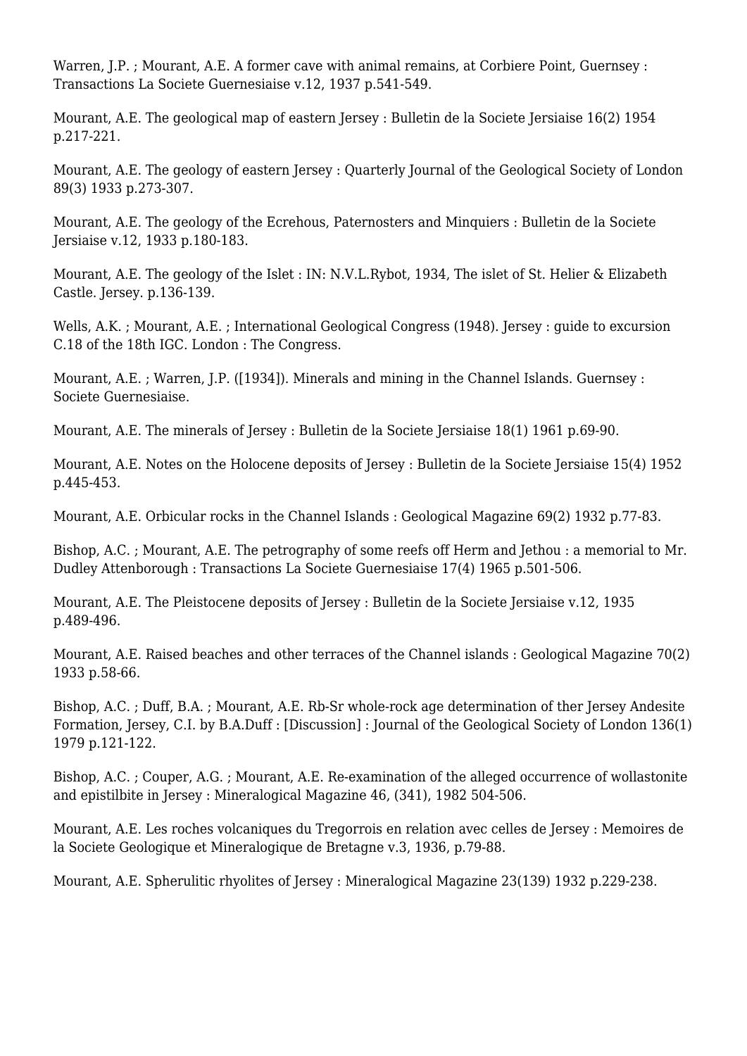Warren, J.P. ; Mourant, A.E. A former cave with animal remains, at Corbiere Point, Guernsey : Transactions La Societe Guernesiaise v.12, 1937 p.541-549.

Mourant, A.E. The geological map of eastern Jersey : Bulletin de la Societe Jersiaise 16(2) 1954 p.217-221.

Mourant, A.E. The geology of eastern Jersey : Quarterly Journal of the Geological Society of London 89(3) 1933 p.273-307.

Mourant, A.E. The geology of the Ecrehous, Paternosters and Minquiers : Bulletin de la Societe Jersiaise v.12, 1933 p.180-183.

Mourant, A.E. The geology of the Islet : IN: N.V.L.Rybot, 1934, The islet of St. Helier & Elizabeth Castle. Jersey. p.136-139.

Wells, A.K. ; Mourant, A.E. ; International Geological Congress (1948). Jersey : guide to excursion C.18 of the 18th IGC. London : The Congress.

Mourant, A.E. ; Warren, J.P. ([1934]). Minerals and mining in the Channel Islands. Guernsey : Societe Guernesiaise.

Mourant, A.E. The minerals of Jersey : Bulletin de la Societe Jersiaise 18(1) 1961 p.69-90.

Mourant, A.E. Notes on the Holocene deposits of Jersey : Bulletin de la Societe Jersiaise 15(4) 1952 p.445-453.

Mourant, A.E. Orbicular rocks in the Channel Islands : Geological Magazine 69(2) 1932 p.77-83.

Bishop, A.C. ; Mourant, A.E. The petrography of some reefs off Herm and Jethou : a memorial to Mr. Dudley Attenborough : Transactions La Societe Guernesiaise 17(4) 1965 p.501-506.

Mourant, A.E. The Pleistocene deposits of Jersey : Bulletin de la Societe Jersiaise v.12, 1935 p.489-496.

Mourant, A.E. Raised beaches and other terraces of the Channel islands : Geological Magazine 70(2) 1933 p.58-66.

Bishop, A.C. ; Duff, B.A. ; Mourant, A.E. Rb-Sr whole-rock age determination of ther Jersey Andesite Formation, Jersey, C.I. by B.A.Duff : [Discussion] : Journal of the Geological Society of London 136(1) 1979 p.121-122.

Bishop, A.C. ; Couper, A.G. ; Mourant, A.E. Re-examination of the alleged occurrence of wollastonite and epistilbite in Jersey : Mineralogical Magazine 46, (341), 1982 504-506.

Mourant, A.E. Les roches volcaniques du Tregorrois en relation avec celles de Jersey : Memoires de la Societe Geologique et Mineralogique de Bretagne v.3, 1936, p.79-88.

Mourant, A.E. Spherulitic rhyolites of Jersey : Mineralogical Magazine 23(139) 1932 p.229-238.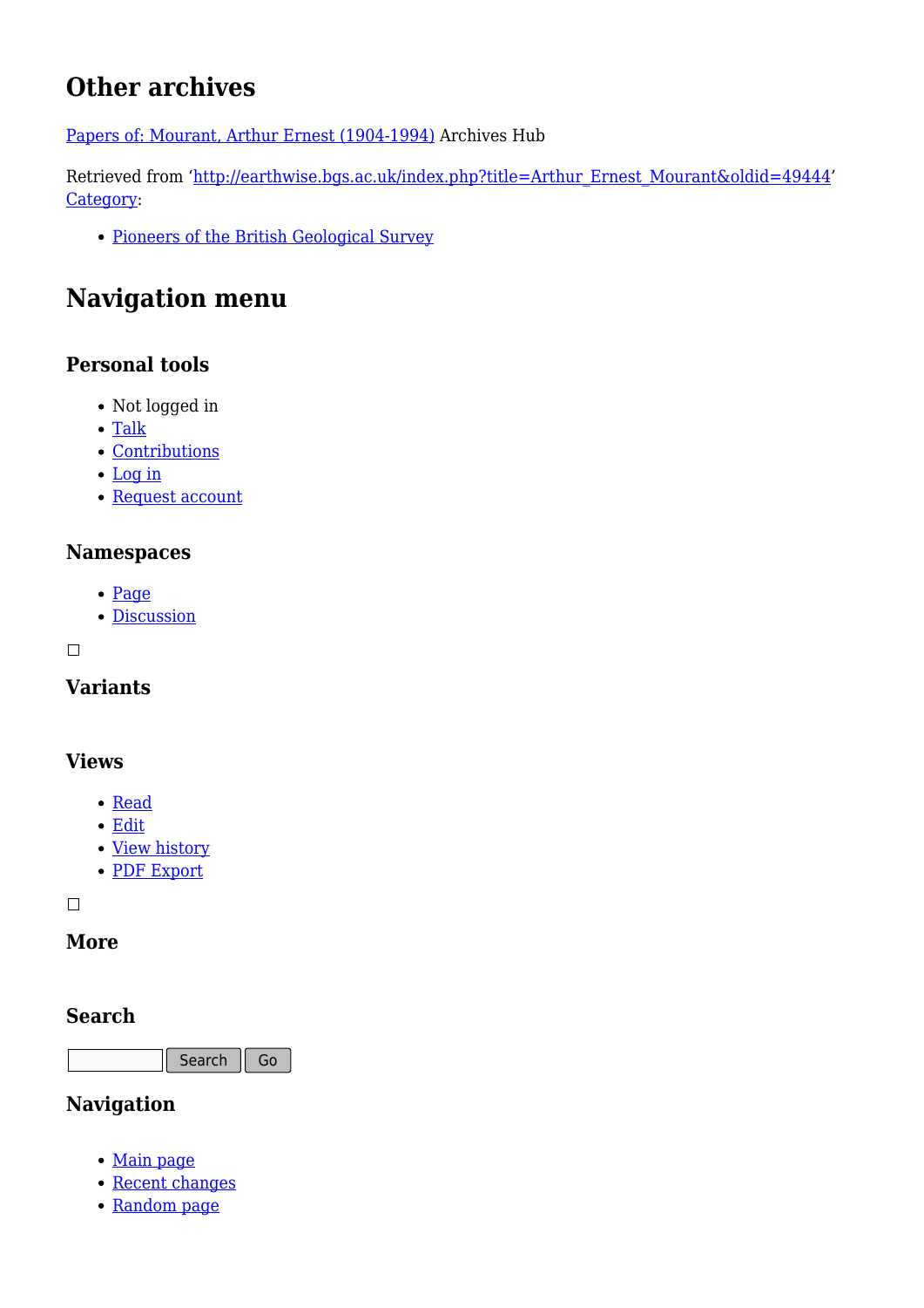## Other archives

Papers of: Mourant, Arthur Ernest (1904-1994) Archives Hub

Retrieved from 'http://earthwise.bgs.ac.uk/index.php?title=Arthur_Ernest_Mourant&oldid=49444'
Category:

- Pioneers of the British Geological Survey

## Navigation menu

### Personal tools

- Not logged in
- Talk
- Contributions
- Log in
- Request account

### Namespaces

- Page
- Discussion

### Variants

### Views

- Read
- Edit
- View history
- PDF Export

### More

### Search

Search Go

### Navigation

- Main page
- Recent changes
- Random page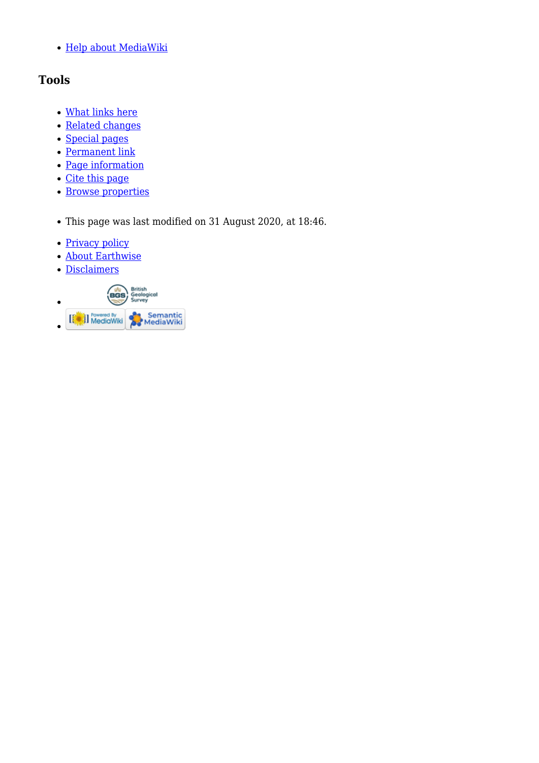- Help about MediaWiki

## Tools

- What links here
- Related changes
- Special pages
- Permanent link
- Page information
- Cite this page
- Browse properties

- This page was last modified on 31 August 2020, at 18:46.

- Privacy policy
- About Earthwise
- Disclaimers